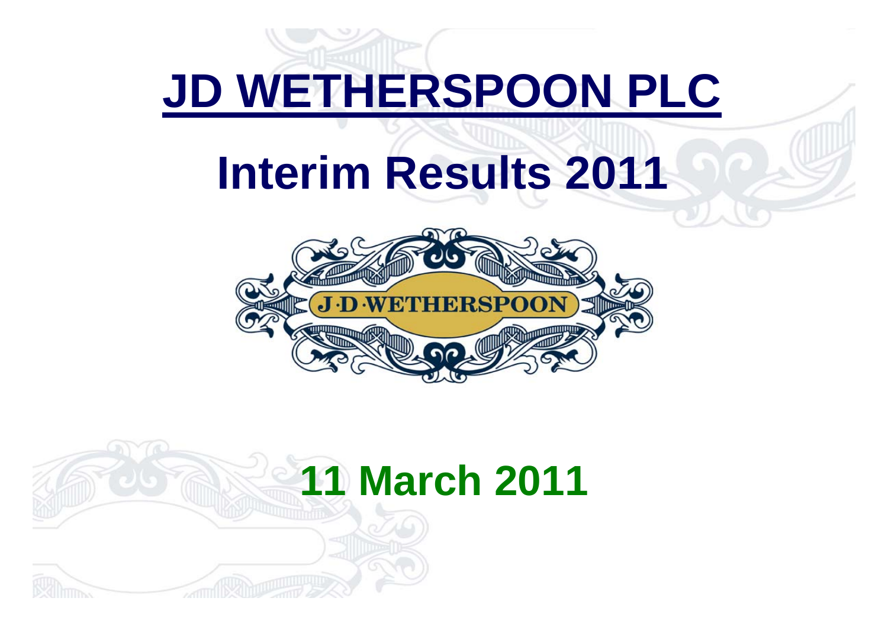# JD WETHERSPOON PLC

# Interim Results 2011

J·D·WETHERSPOON

## 11 March 2011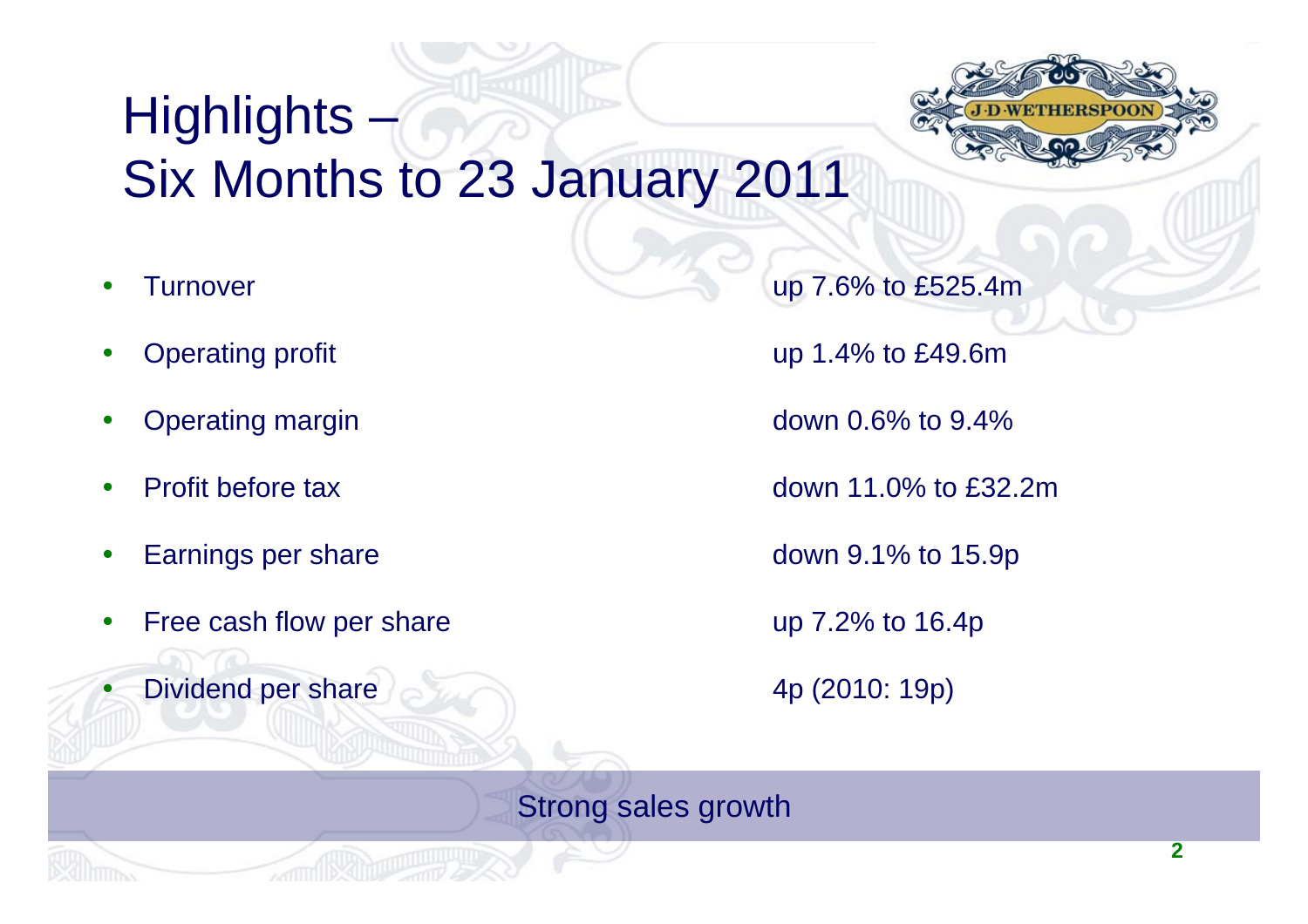# Highlights – Six Months to 23 January 2011

- Turnover — up 7.6% to £525.4m
- Operating profit — up 1.4% to £49.6m
- Operating margin — down 0.6% to 9.4%
- Profit before tax — down 11.0% to £32.2m
- Earnings per share — down 9.1% to 15.9p
- Free cash flow per share — up 7.2% to 16.4p
- Dividend per share — 4p (2010: 19p)

Strong sales growth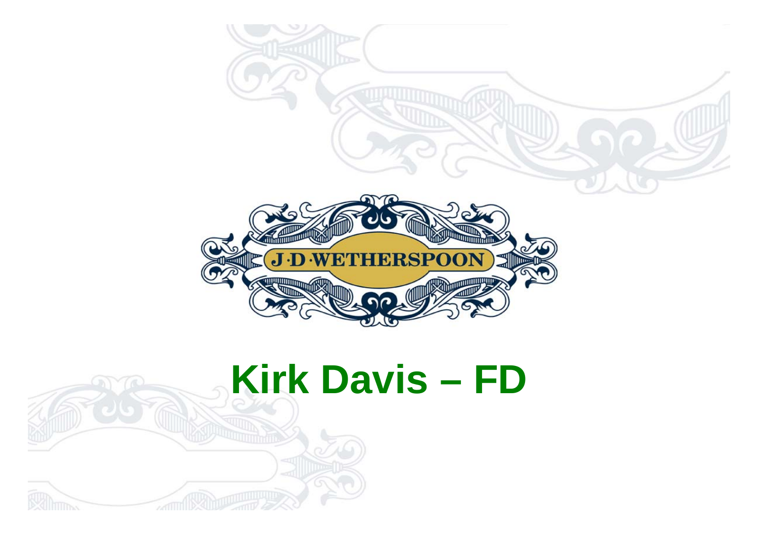J·D·WETHERSPOON

# Kirk Davis – FD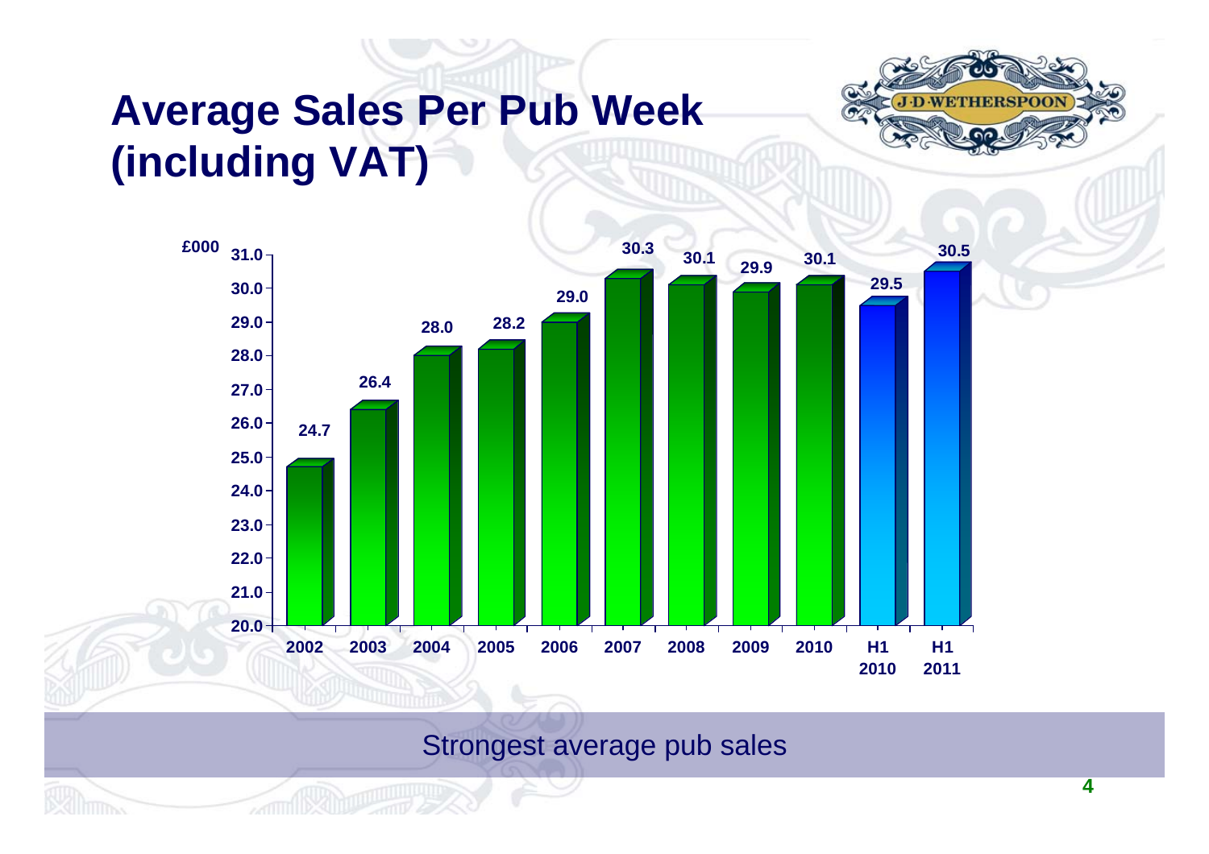# Average Sales Per Pub Week (including VAT)

| Period | £000 |
|---|---|
| 2002 | 24.7 |
| 2003 | 26.4 |
| 2004 | 28.0 |
| 2005 | 28.2 |
| 2006 | 29.0 |
| 2007 | 30.3 |
| 2008 | 30.1 |
| 2009 | 29.9 |
| 2010 | 30.1 |
| H1 2010 | 29.5 |
| H1 2011 | 30.5 |

Strongest average pub sales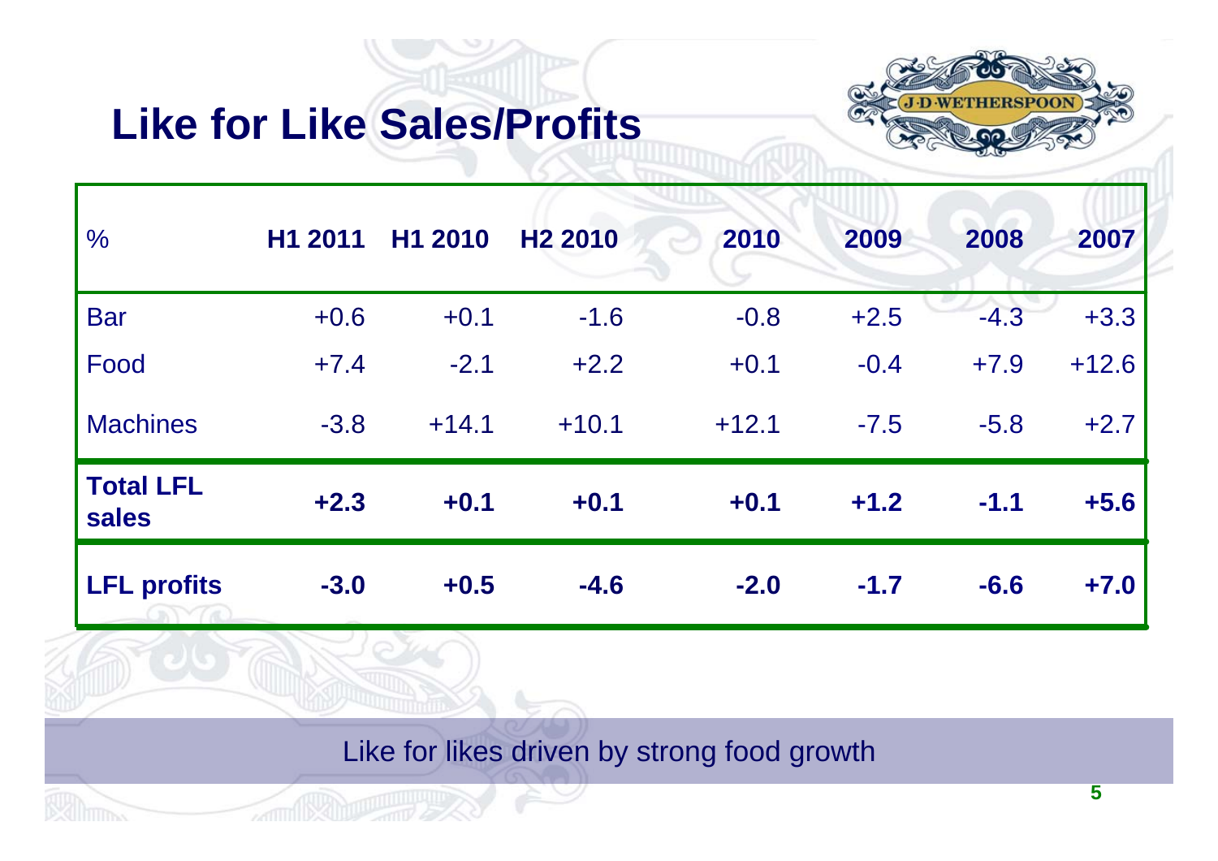# Like for Like Sales/Profits

| % | H1 2011 | H1 2010 | H2 2010 | 2010 | 2009 | 2008 | 2007 |
|---|---|---|---|---|---|---|---|
| Bar | +0.6 | +0.1 | -1.6 | -0.8 | +2.5 | -4.3 | +3.3 |
| Food | +7.4 | -2.1 | +2.2 | +0.1 | -0.4 | +7.9 | +12.6 |
| Machines | -3.8 | +14.1 | +10.1 | +12.1 | -7.5 | -5.8 | +2.7 |
| **Total LFL sales** | **+2.3** | **+0.1** | **+0.1** | **+0.1** | **+1.2** | **-1.1** | **+5.6** |
| **LFL profits** | **-3.0** | **+0.5** | **-4.6** | **-2.0** | **-1.7** | **-6.6** | **+7.0** |

Like for likes driven by strong food growth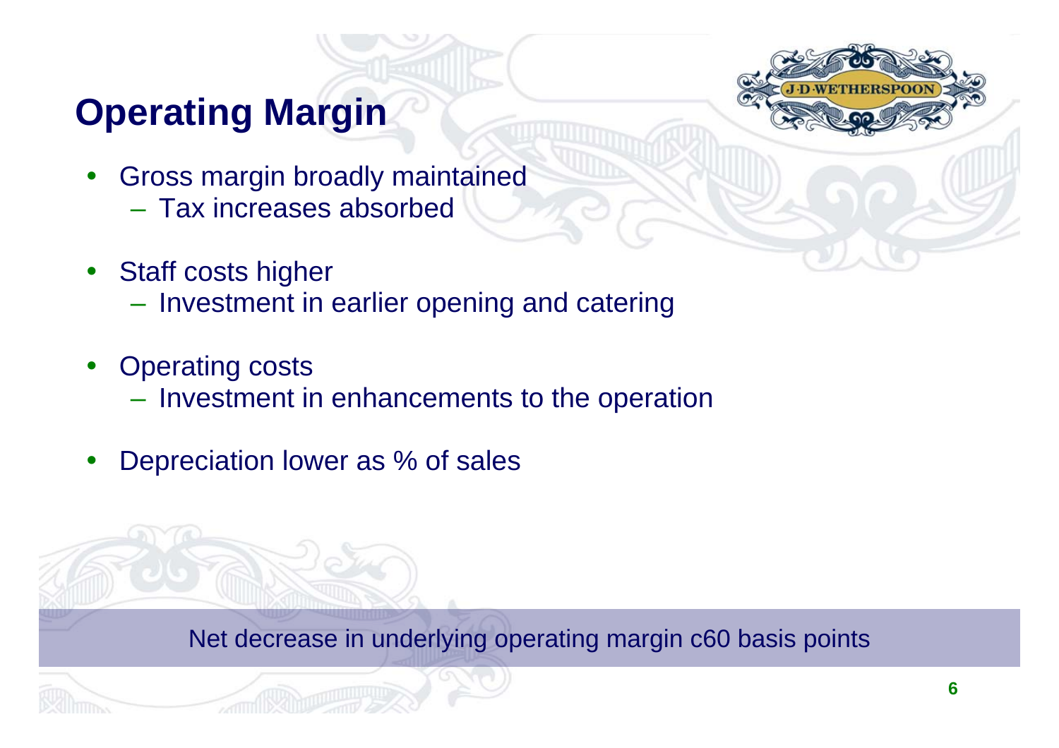# Operating Margin

- Gross margin broadly maintained
  - Tax increases absorbed
- Staff costs higher
  - Investment in earlier opening and catering
- Operating costs
  - Investment in enhancements to the operation
- Depreciation lower as % of sales

Net decrease in underlying operating margin c60 basis points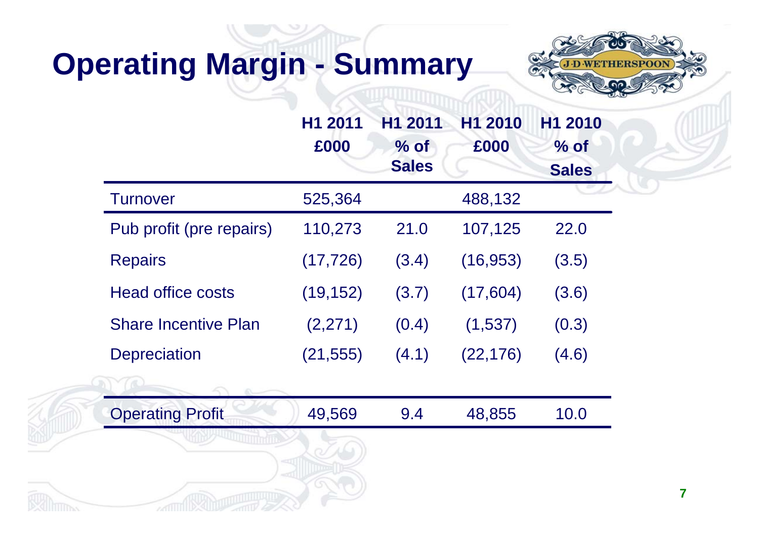# Operating Margin - Summary

| | H1 2011 £000 | H1 2011 % of Sales | H1 2010 £000 | H1 2010 % of Sales |
|---|---|---|---|---|
| Turnover | 525,364 | | 488,132 | |
| Pub profit (pre repairs) | 110,273 | 21.0 | 107,125 | 22.0 |
| Repairs | (17,726) | (3.4) | (16,953) | (3.5) |
| Head office costs | (19,152) | (3.7) | (17,604) | (3.6) |
| Share Incentive Plan | (2,271) | (0.4) | (1,537) | (0.3) |
| Depreciation | (21,555) | (4.1) | (22,176) | (4.6) |
| Operating Profit | 49,569 | 9.4 | 48,855 | 10.0 |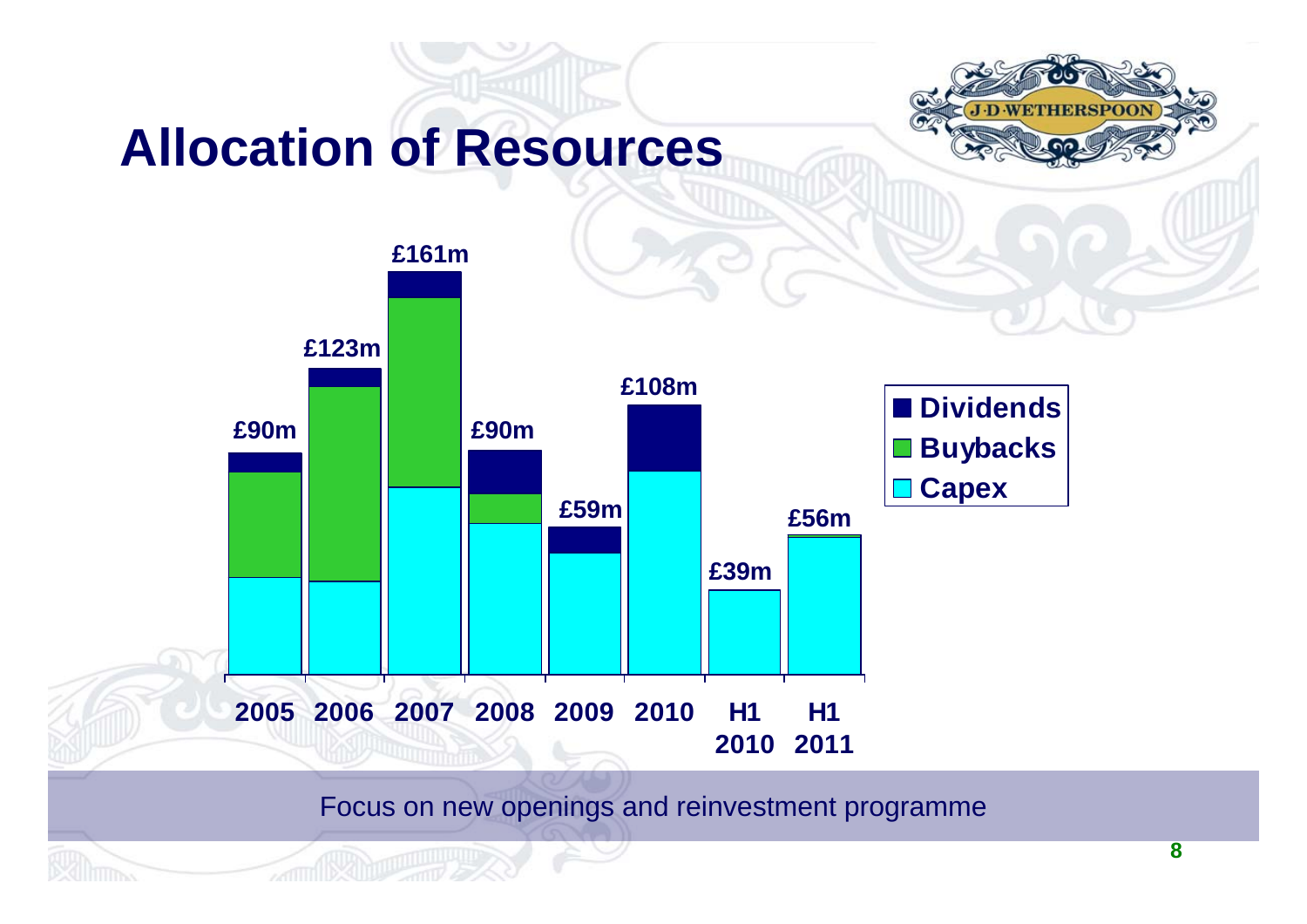# Allocation of Resources

| | 2005 | 2006 | 2007 | 2008 | 2009 | 2010 | H1 2010 | H1 2011 |
|---|---|---|---|---|---|---|---|---|
| Total | £90m | £123m | £161m | £90m | £59m | £108m | £39m | £56m |

Legend: Dividends, Buybacks, Capex

Focus on new openings and reinvestment programme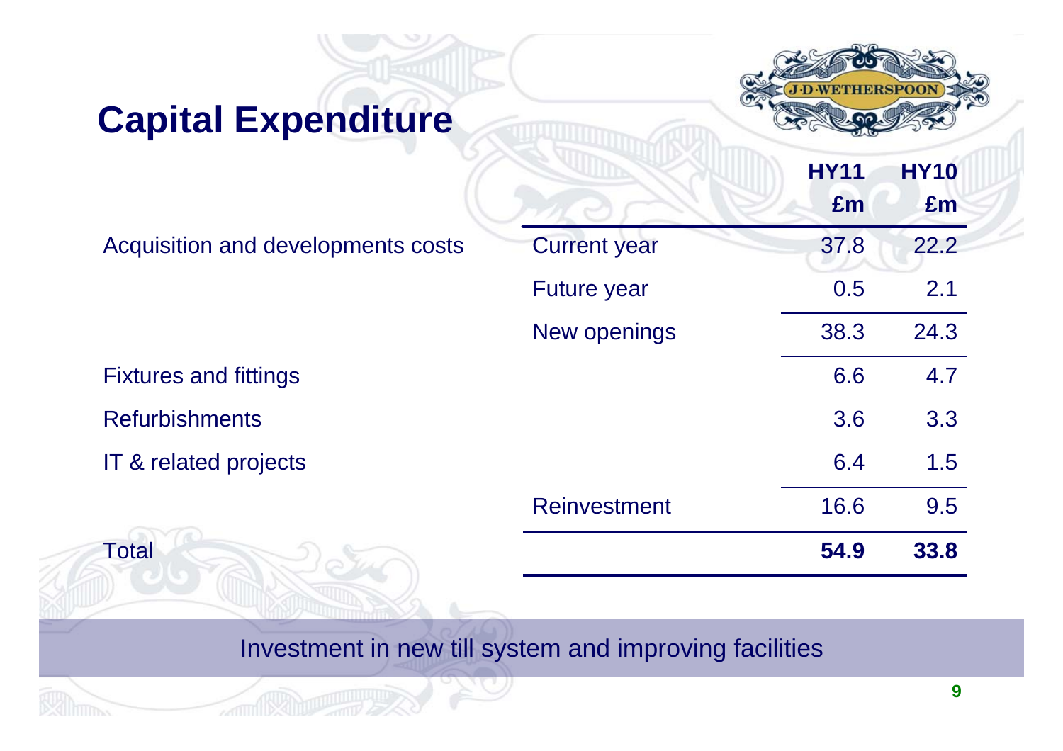# Capital Expenditure

| | | HY11 £m | HY10 £m |
|---|---|---|---|
| Acquisition and developments costs | Current year | 37.8 | 22.2 |
| | Future year | 0.5 | 2.1 |
| | New openings | 38.3 | 24.3 |
| Fixtures and fittings | | 6.6 | 4.7 |
| Refurbishments | | 3.6 | 3.3 |
| IT & related projects | | 6.4 | 1.5 |
| | Reinvestment | 16.6 | 9.5 |
| Total | | **54.9** | **33.8** |

Investment in new till system and improving facilities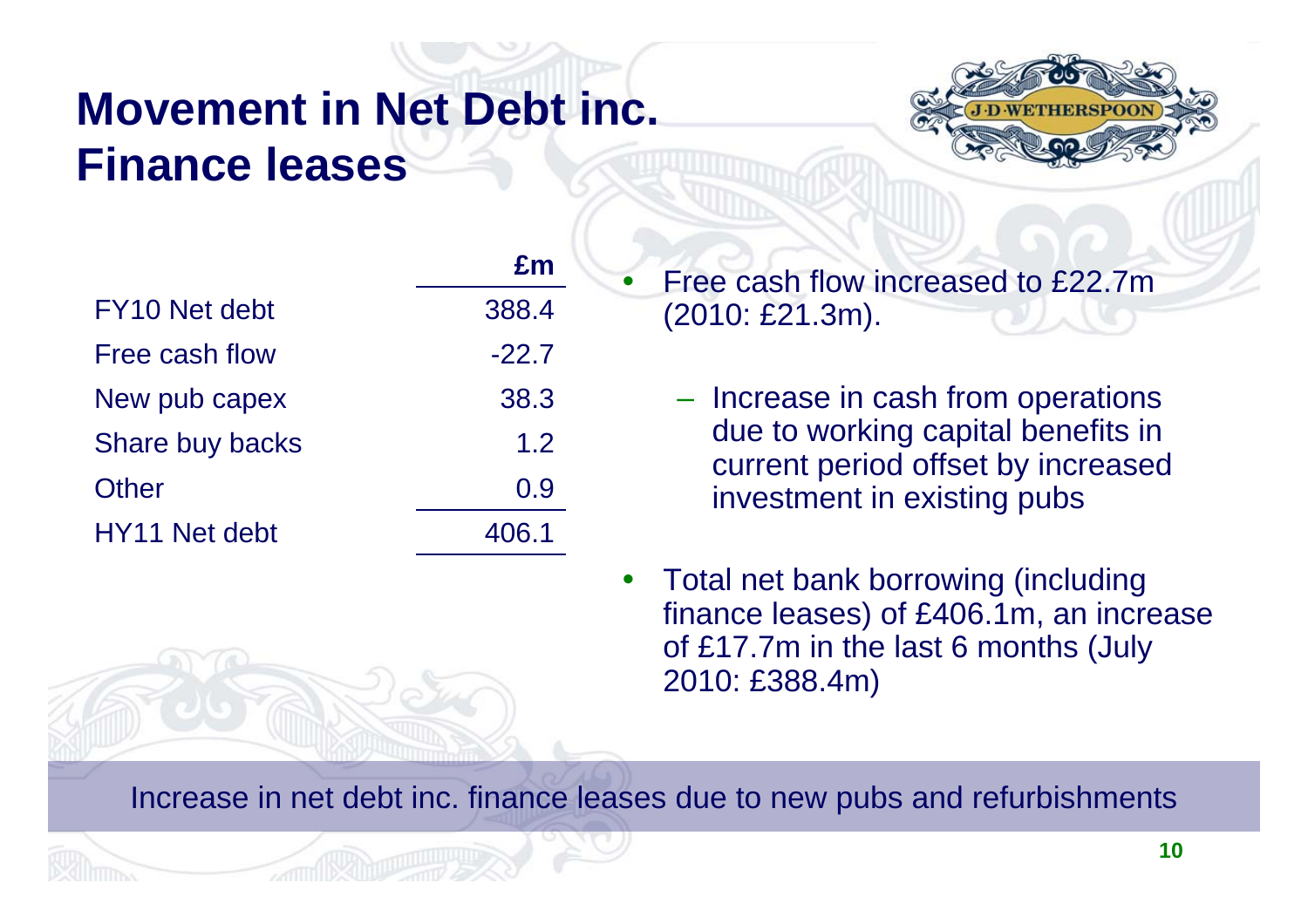# Movement in Net Debt inc. Finance leases

| | £m |
|---|---|
| FY10 Net debt | 388.4 |
| Free cash flow | -22.7 |
| New pub capex | 38.3 |
| Share buy backs | 1.2 |
| Other | 0.9 |
| HY11 Net debt | 406.1 |

- Free cash flow increased to £22.7m (2010: £21.3m).
  - Increase in cash from operations due to working capital benefits in current period offset by increased investment in existing pubs
- Total net bank borrowing (including finance leases) of £406.1m, an increase of £17.7m in the last 6 months (July 2010: £388.4m)

Increase in net debt inc. finance leases due to new pubs and refurbishments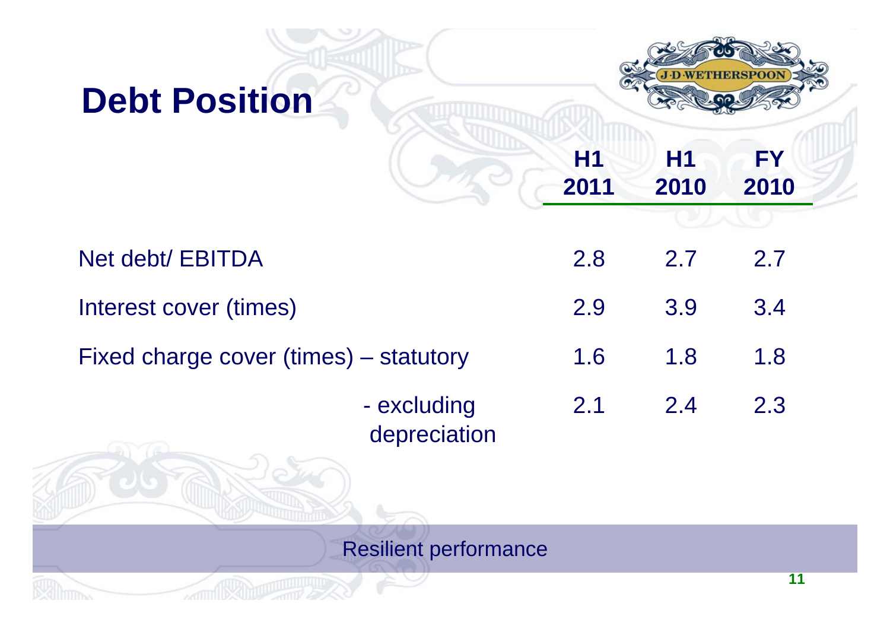# Debt Position

| | H1 2011 | H1 2010 | FY 2010 |
|---|---|---|---|
| Net debt/ EBITDA | 2.8 | 2.7 | 2.7 |
| Interest cover (times) | 2.9 | 3.9 | 3.4 |
| Fixed charge cover (times) – statutory | 1.6 | 1.8 | 1.8 |
| - excluding depreciation | 2.1 | 2.4 | 2.3 |

Resilient performance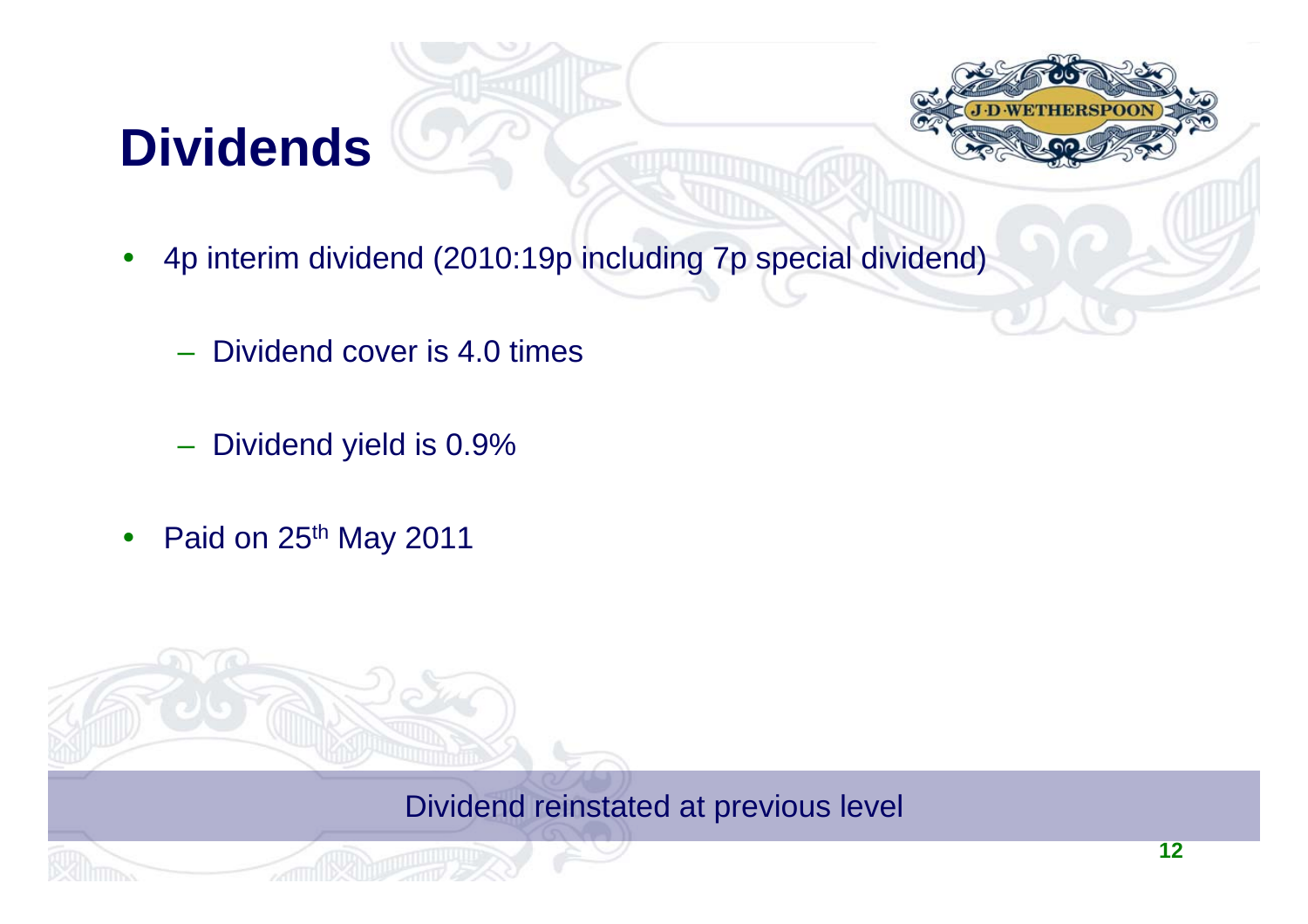# Dividends

- 4p interim dividend (2010:19p including 7p special dividend)
  - Dividend cover is 4.0 times
  - Dividend yield is 0.9%
- Paid on 25th May 2011

Dividend reinstated at previous level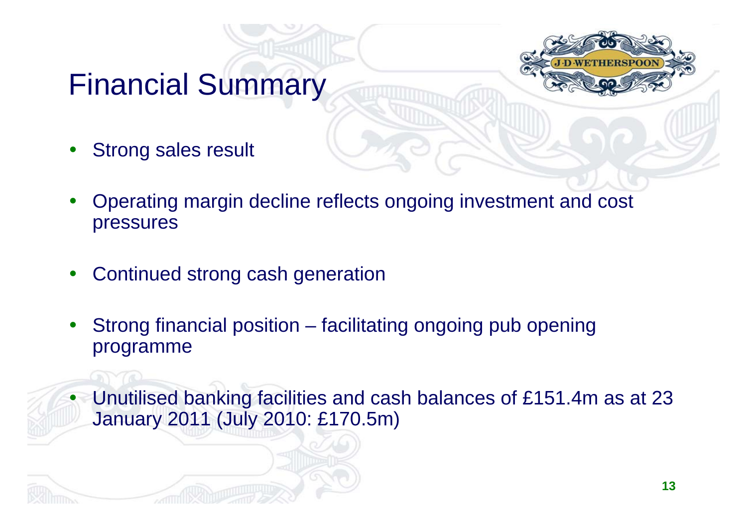# Financial Summary

- Strong sales result
- Operating margin decline reflects ongoing investment and cost pressures
- Continued strong cash generation
- Strong financial position – facilitating ongoing pub opening programme
- Unutilised banking facilities and cash balances of £151.4m as at 23 January 2011 (July 2010: £170.5m)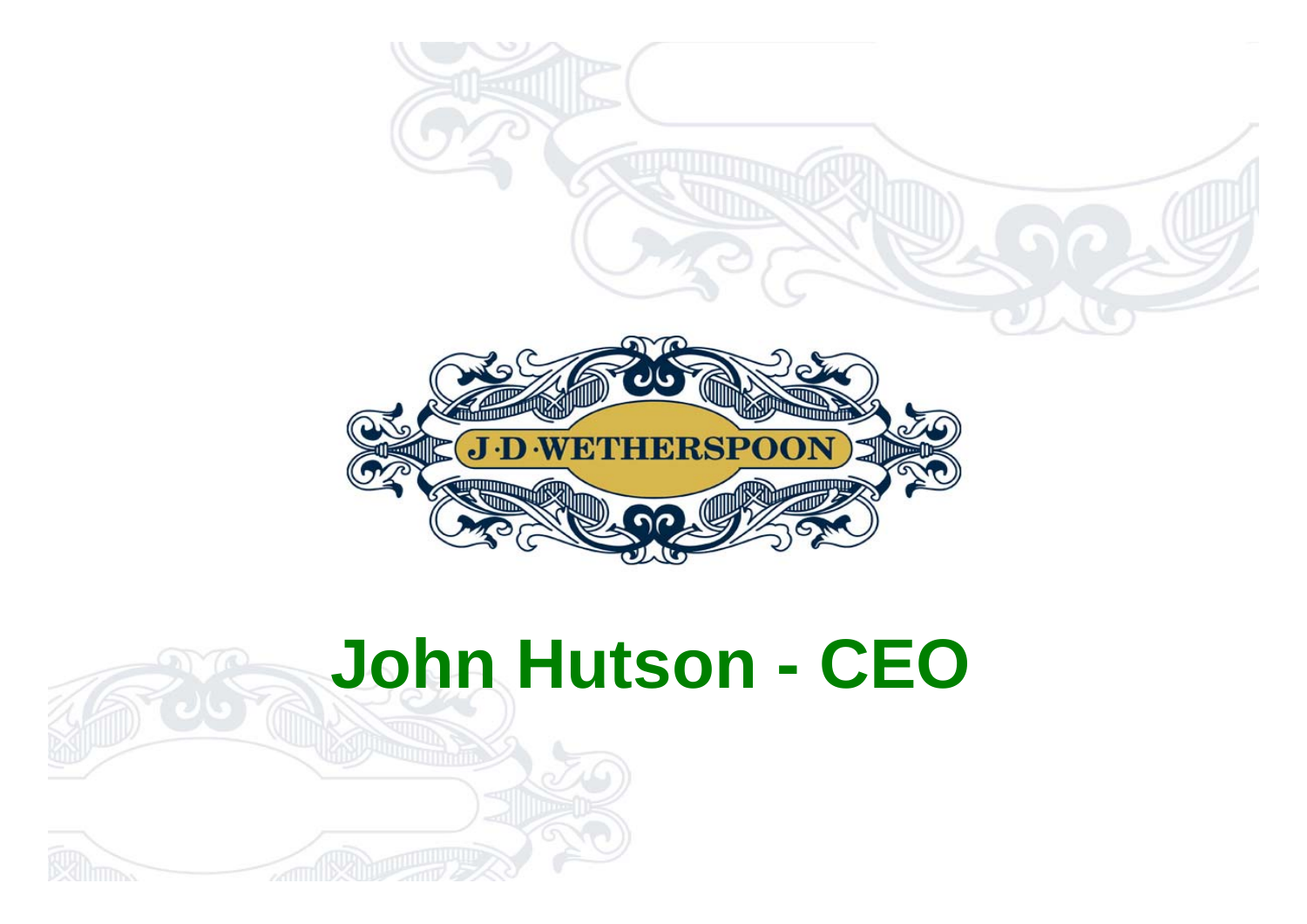J·D·WETHERSPOON

# John Hutson - CEO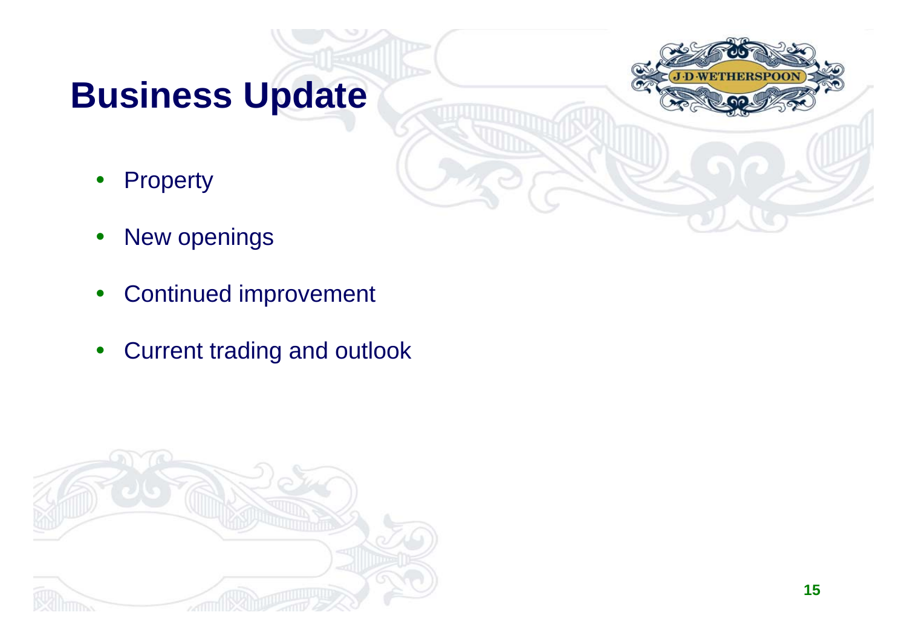# Business Update

- Property
- New openings
- Continued improvement
- Current trading and outlook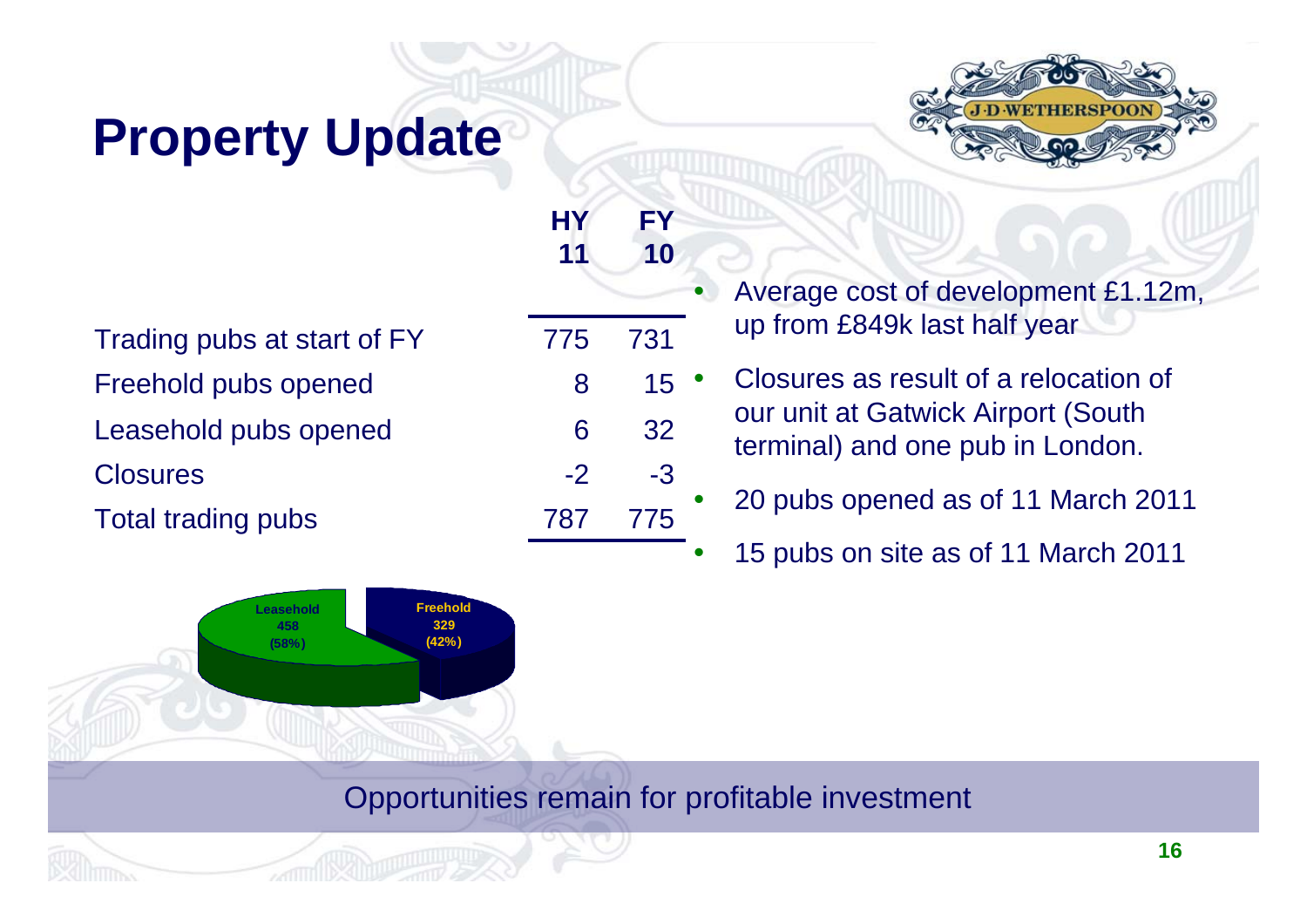# Property Update

| | HY 11 | FY 10 |
|---|---|---|
| Trading pubs at start of FY | 775 | 731 |
| Freehold pubs opened | 8 | 15 |
| Leasehold pubs opened | 6 | 32 |
| Closures | -2 | -3 |
| Total trading pubs | 787 | 775 |

Leasehold 458 (58%)

Freehold 329 (42%)

- Average cost of development £1.12m, up from £849k last half year
- Closures as result of a relocation of our unit at Gatwick Airport (South terminal) and one pub in London.
- 20 pubs opened as of 11 March 2011
- 15 pubs on site as of 11 March 2011

Opportunities remain for profitable investment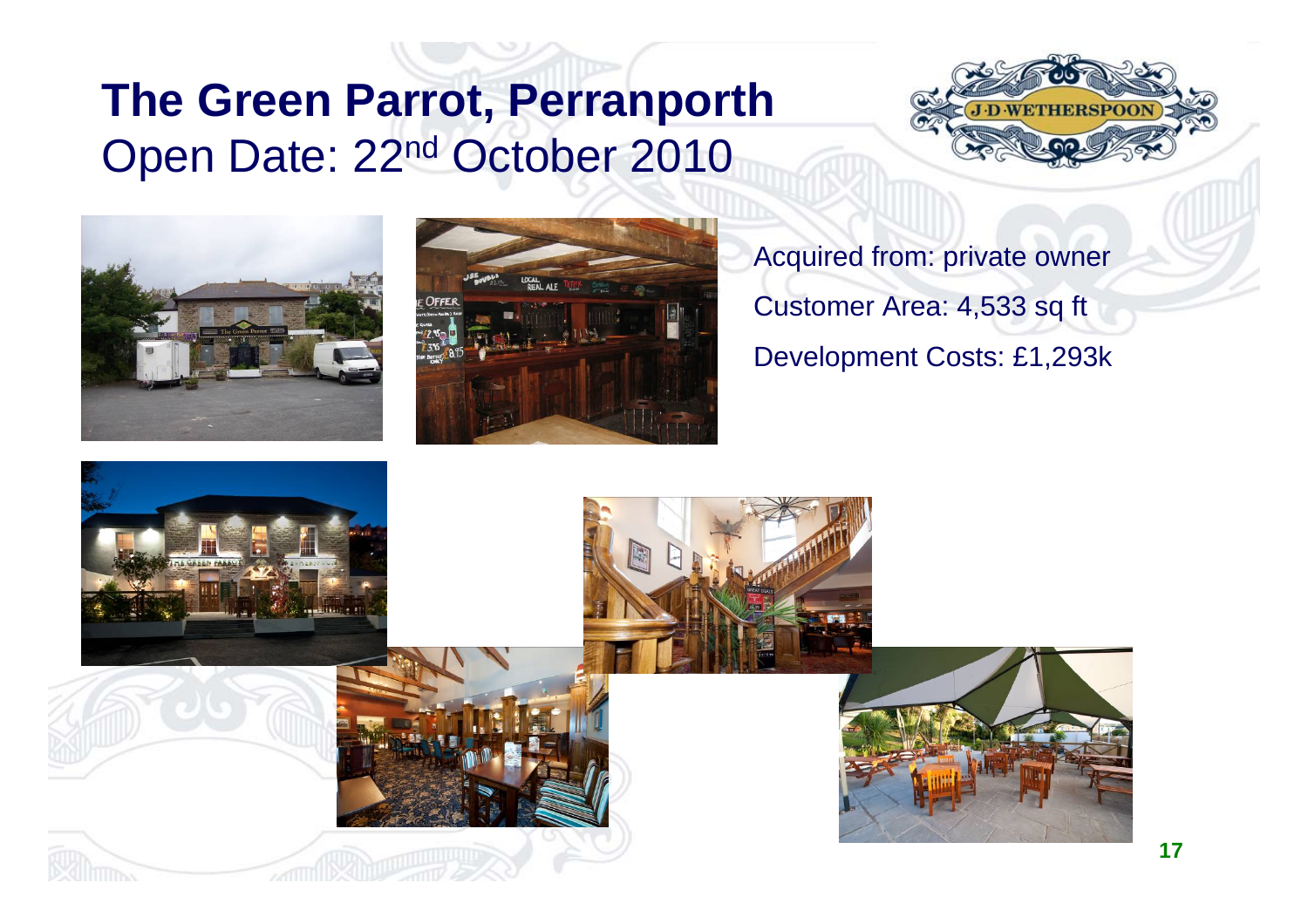# The Green Parrot, Perranporth

Open Date: 22nd October 2010

Acquired from: private owner

Customer Area: 4,533 sq ft

Development Costs: £1,293k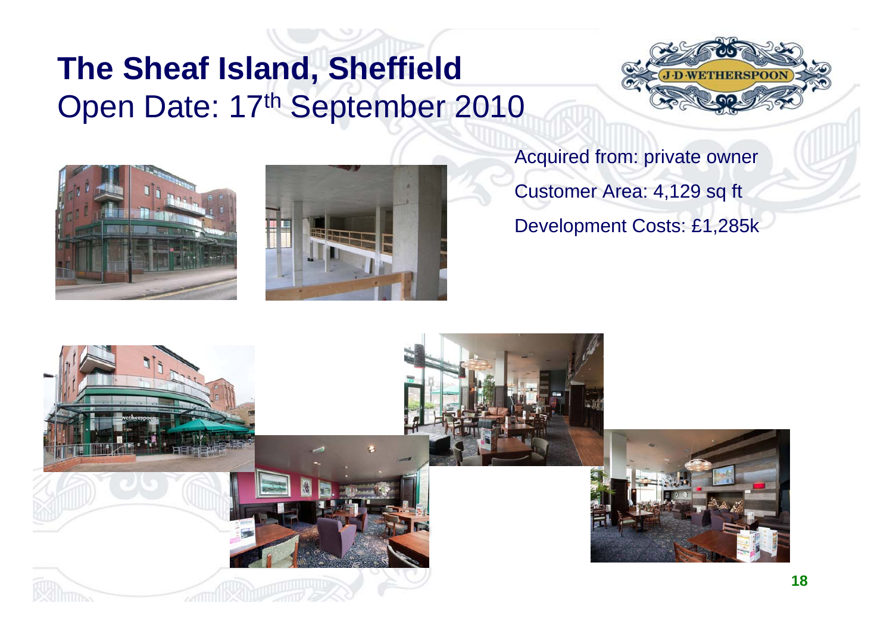# The Sheaf Island, Sheffield

Open Date: 17th September 2010

Acquired from: private owner

Customer Area: 4,129 sq ft

Development Costs: £1,285k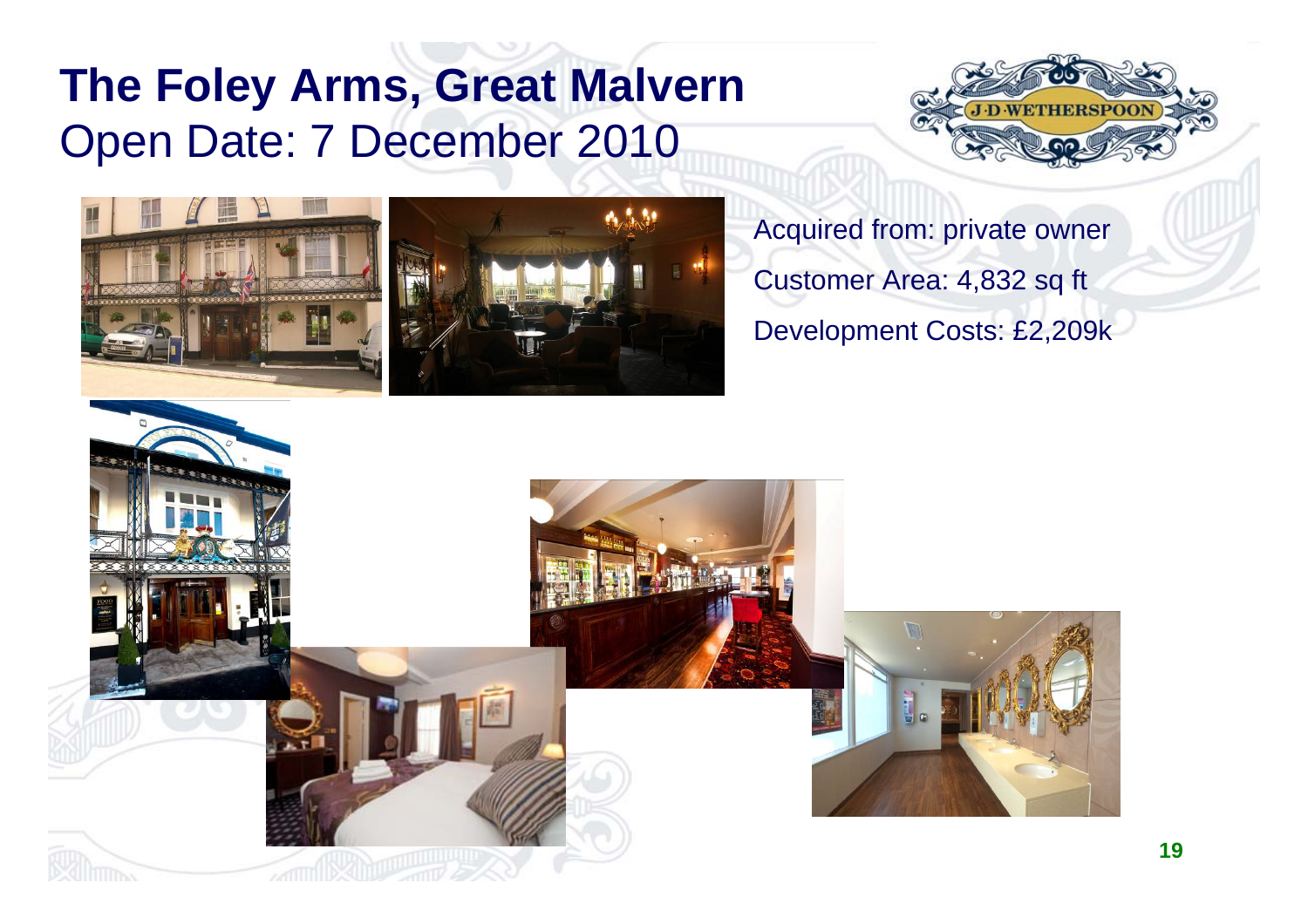# The Foley Arms, Great Malvern

## Open Date: 7 December 2010

Acquired from: private owner

Customer Area: 4,832 sq ft

Development Costs: £2,209k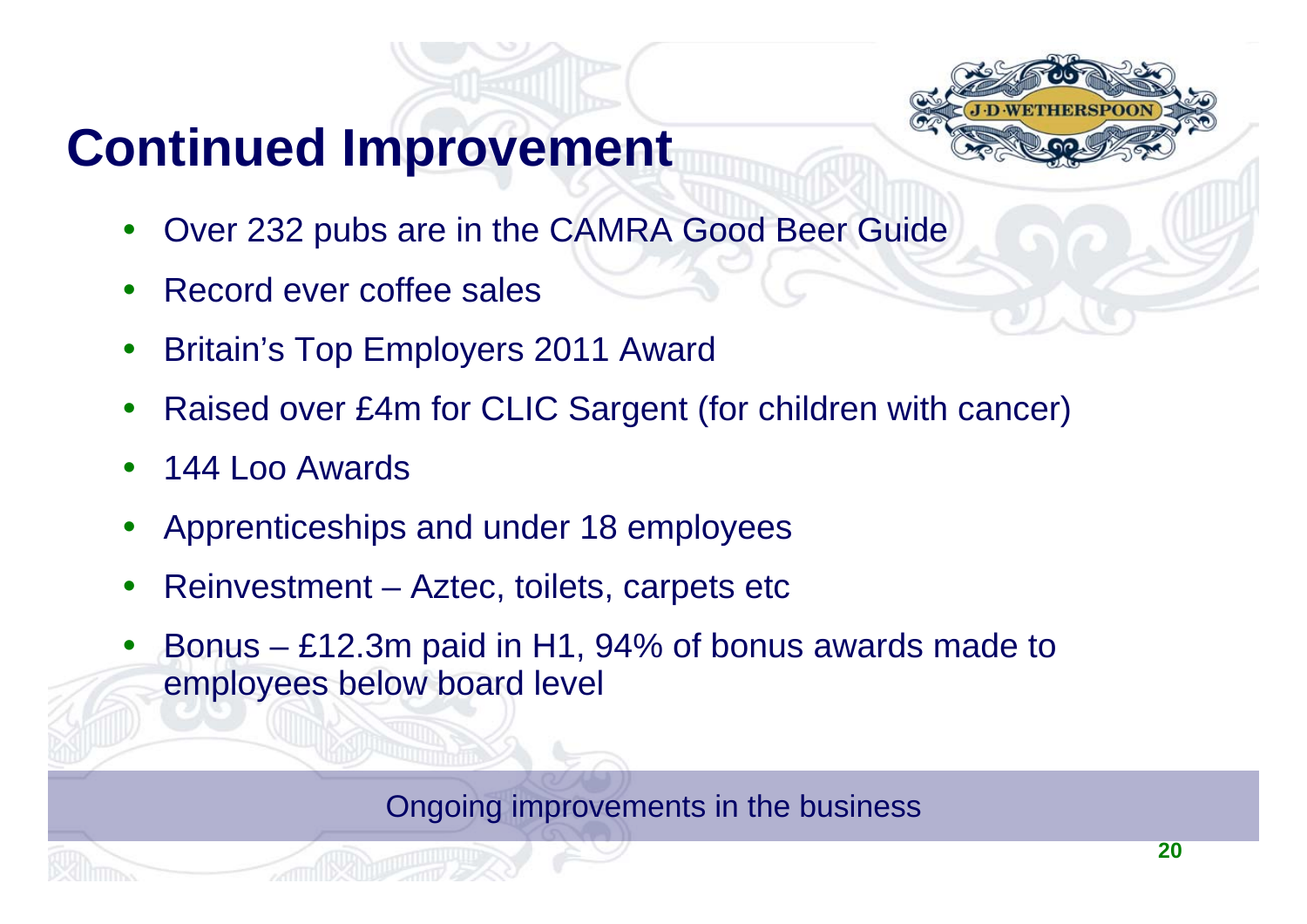# Continued Improvement

- Over 232 pubs are in the CAMRA Good Beer Guide
- Record ever coffee sales
- Britain's Top Employers 2011 Award
- Raised over £4m for CLIC Sargent (for children with cancer)
- 144 Loo Awards
- Apprenticeships and under 18 employees
- Reinvestment – Aztec, toilets, carpets etc
- Bonus – £12.3m paid in H1, 94% of bonus awards made to employees below board level

Ongoing improvements in the business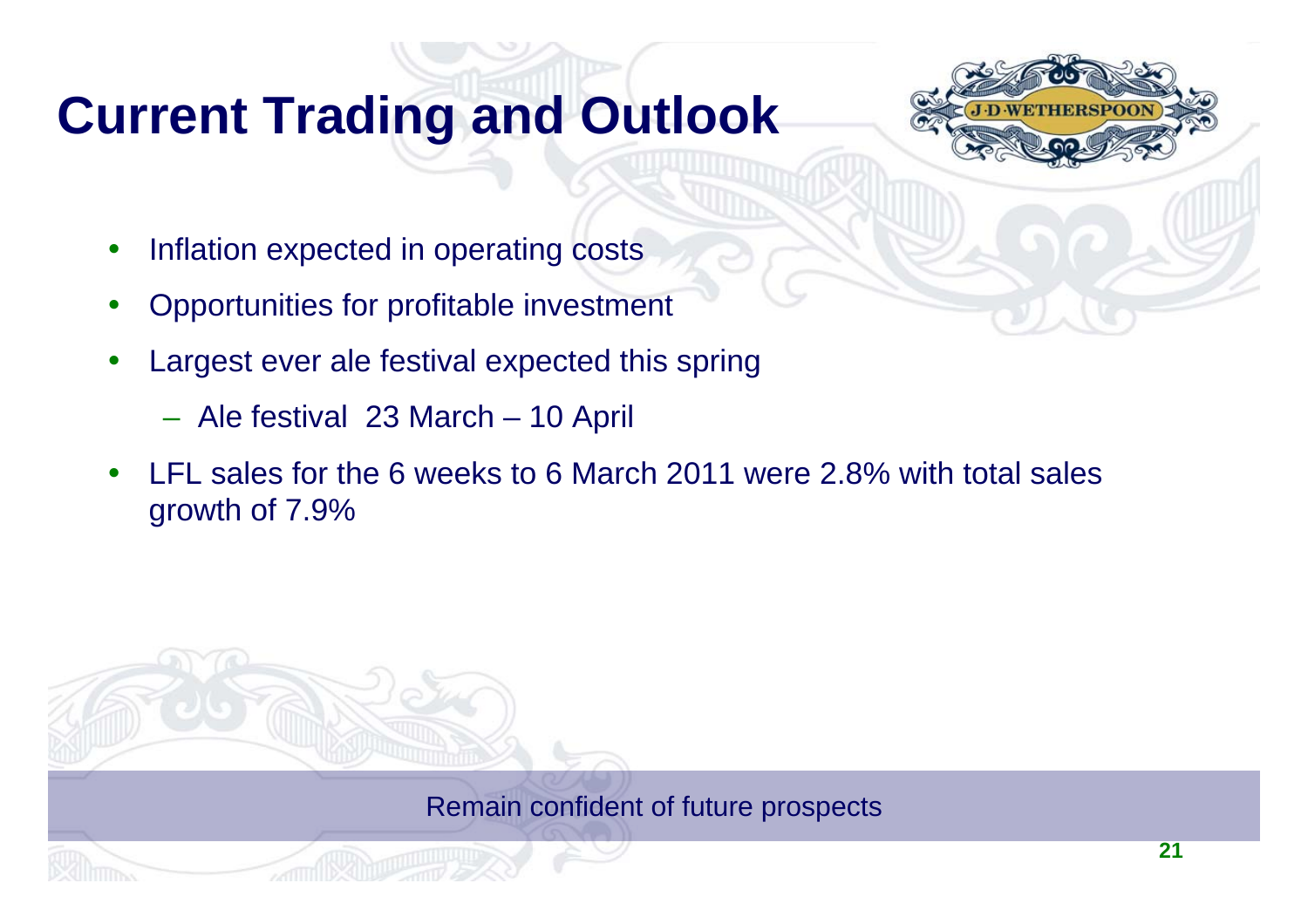# Current Trading and Outlook

- Inflation expected in operating costs
- Opportunities for profitable investment
- Largest ever ale festival expected this spring
  - Ale festival 23 March – 10 April
- LFL sales for the 6 weeks to 6 March 2011 were 2.8% with total sales growth of 7.9%

Remain confident of future prospects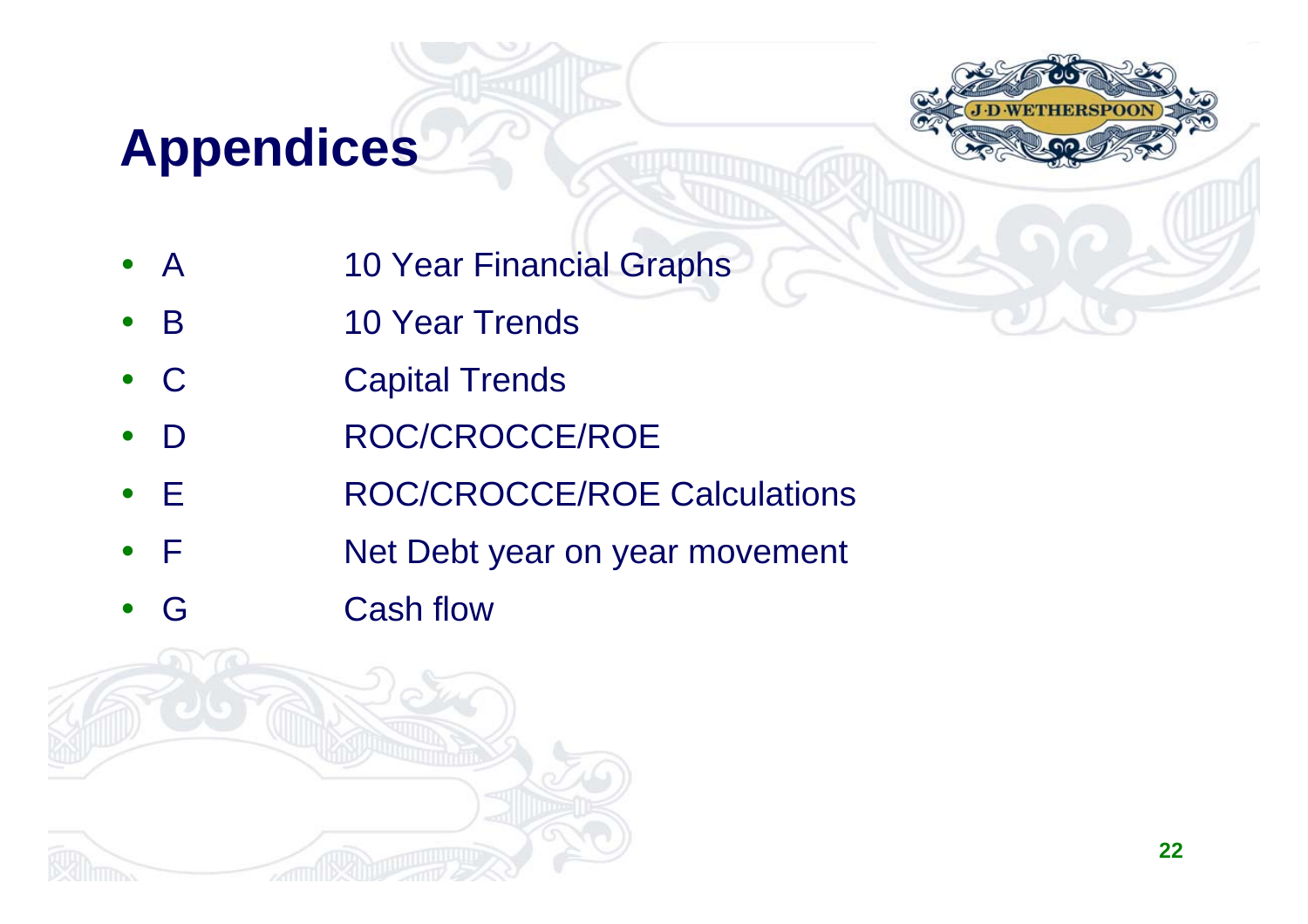# Appendices

- A 10 Year Financial Graphs
- B 10 Year Trends
- C Capital Trends
- D ROC/CROCCE/ROE
- E ROC/CROCCE/ROE Calculations
- F Net Debt year on year movement
- G Cash flow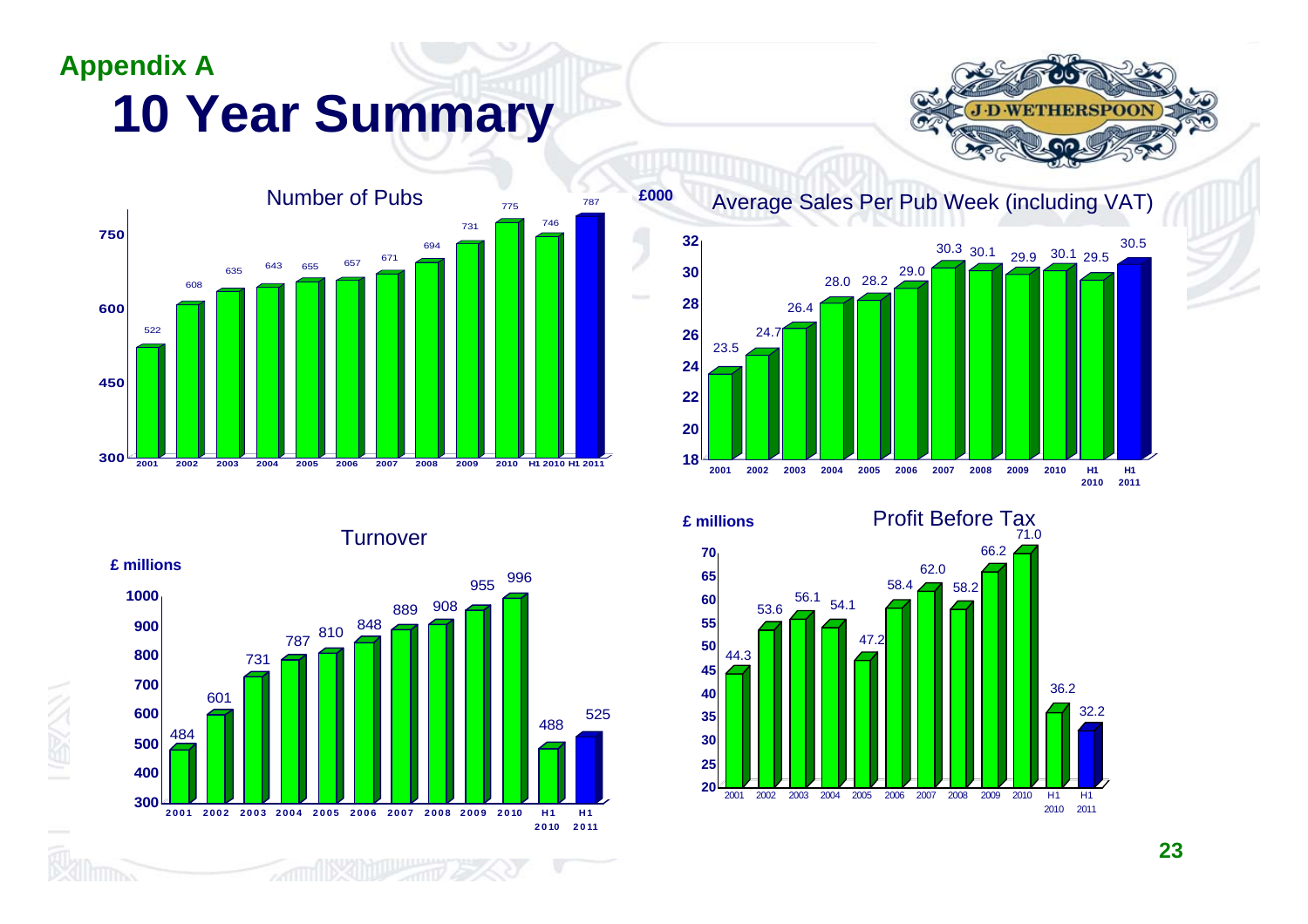**Appendix A**

# 10 Year Summary

J D WETHERSPOON

## Number of Pubs

| Year | Number of Pubs |
|---|---|
| 2001 | 522 |
| 2002 | 608 |
| 2003 | 635 |
| 2004 | 643 |
| 2005 | 655 |
| 2006 | 657 |
| 2007 | 671 |
| 2008 | 694 |
| 2009 | 731 |
| 2010 | 775 |
| H1 2010 | 746 |
| H1 2011 | 787 |

## Average Sales Per Pub Week (including VAT)

£000

| Year | Average Sales Per Pub Week |
|---|---|
| 2001 | 23.5 |
| 2002 | 24.7 |
| 2003 | 26.4 |
| 2004 | 28.0 |
| 2005 | 28.2 |
| 2006 | 29.0 |
| 2007 | 30.3 |
| 2008 | 30.1 |
| 2009 | 29.9 |
| 2010 | 30.1 |
| H1 2010 | 29.5 |
| H1 2011 | 30.5 |

## Turnover

£ millions

| Year | Turnover |
|---|---|
| 2001 | 484 |
| 2002 | 601 |
| 2003 | 731 |
| 2004 | 787 |
| 2005 | 810 |
| 2006 | 848 |
| 2007 | 889 |
| 2008 | 908 |
| 2009 | 955 |
| 2010 | 996 |
| H1 2010 | 488 |
| H1 2011 | 525 |

## Profit Before Tax

£ millions

| Year | Profit Before Tax |
|---|---|
| 2001 | 44.3 |
| 2002 | 53.6 |
| 2003 | 56.1 |
| 2004 | 54.1 |
| 2005 | 47.2 |
| 2006 | 58.4 |
| 2007 | 62.0 |
| 2008 | 58.2 |
| 2009 | 66.2 |
| 2010 | 71.0 |
| H1 2010 | 36.2 |
| H1 2011 | 32.2 |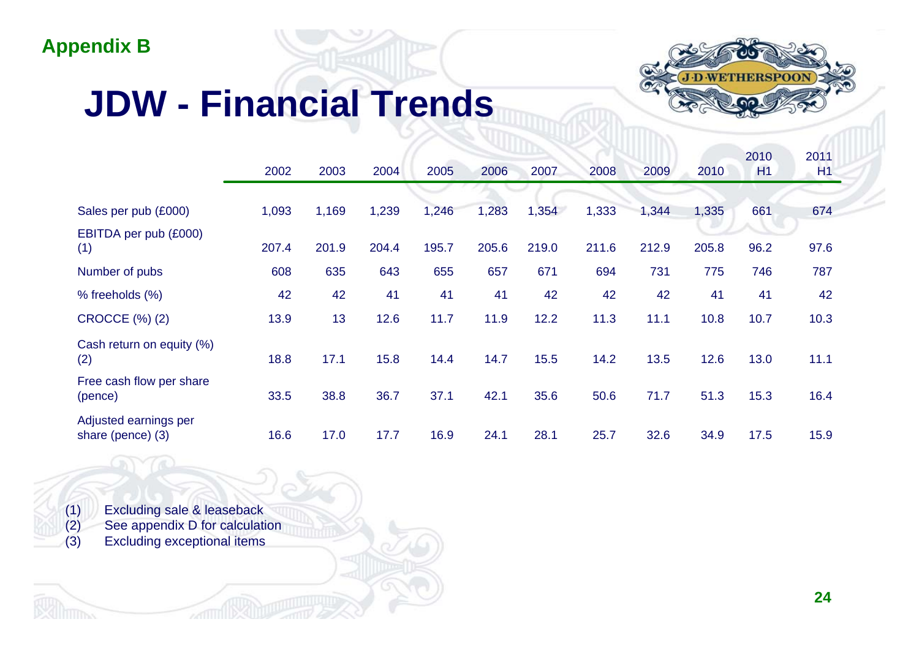Appendix B

# JDW - Financial Trends

| | 2002 | 2003 | 2004 | 2005 | 2006 | 2007 | 2008 | 2009 | 2010 | 2010 H1 | 2011 H1 |
|---|---|---|---|---|---|---|---|---|---|---|---|
| Sales per pub (£000) | 1,093 | 1,169 | 1,239 | 1,246 | 1,283 | 1,354 | 1,333 | 1,344 | 1,335 | 661 | 674 |
| EBITDA per pub (£000) (1) | 207.4 | 201.9 | 204.4 | 195.7 | 205.6 | 219.0 | 211.6 | 212.9 | 205.8 | 96.2 | 97.6 |
| Number of pubs | 608 | 635 | 643 | 655 | 657 | 671 | 694 | 731 | 775 | 746 | 787 |
| % freeholds (%) | 42 | 42 | 41 | 41 | 41 | 42 | 42 | 42 | 41 | 41 | 42 |
| CROCCE (%) (2) | 13.9 | 13 | 12.6 | 11.7 | 11.9 | 12.2 | 11.3 | 11.1 | 10.8 | 10.7 | 10.3 |
| Cash return on equity (%) (2) | 18.8 | 17.1 | 15.8 | 14.4 | 14.7 | 15.5 | 14.2 | 13.5 | 12.6 | 13.0 | 11.1 |
| Free cash flow per share (pence) | 33.5 | 38.8 | 36.7 | 37.1 | 42.1 | 35.6 | 50.6 | 71.7 | 51.3 | 15.3 | 16.4 |
| Adjusted earnings per share (pence) (3) | 16.6 | 17.0 | 17.7 | 16.9 | 24.1 | 28.1 | 25.7 | 32.6 | 34.9 | 17.5 | 15.9 |

(1) Excluding sale & leaseback
(2) See appendix D for calculation
(3) Excluding exceptional items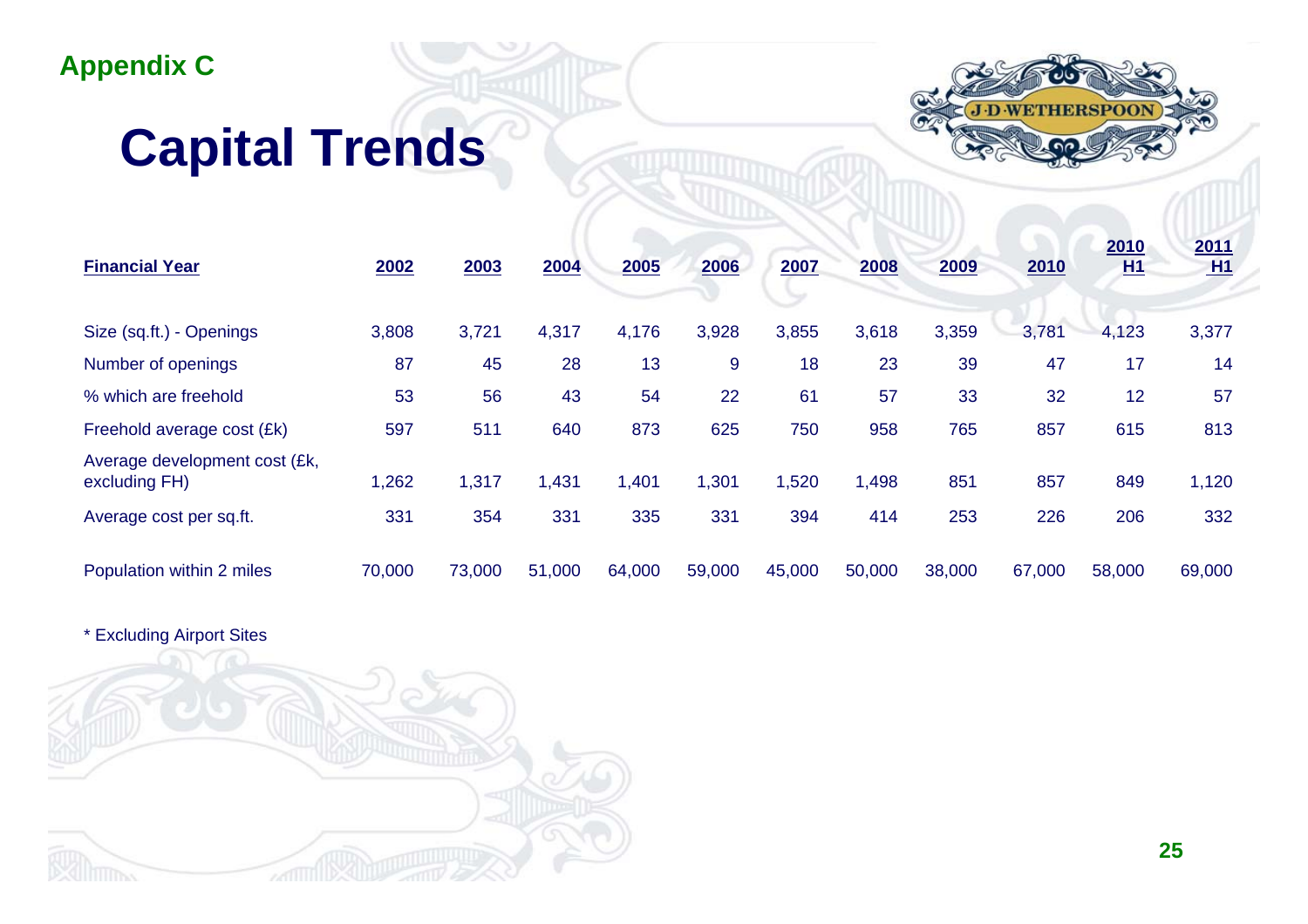Appendix C

# Capital Trends

| Financial Year | 2002 | 2003 | 2004 | 2005 | 2006 | 2007 | 2008 | 2009 | 2010 | 2010 H1 | 2011 H1 |
|---|---|---|---|---|---|---|---|---|---|---|---|
| Size (sq.ft.) - Openings | 3,808 | 3,721 | 4,317 | 4,176 | 3,928 | 3,855 | 3,618 | 3,359 | 3,781 | 4,123 | 3,377 |
| Number of openings | 87 | 45 | 28 | 13 | 9 | 18 | 23 | 39 | 47 | 17 | 14 |
| % which are freehold | 53 | 56 | 43 | 54 | 22 | 61 | 57 | 33 | 32 | 12 | 57 |
| Freehold average cost (£k) | 597 | 511 | 640 | 873 | 625 | 750 | 958 | 765 | 857 | 615 | 813 |
| Average development cost (£k, excluding FH) | 1,262 | 1,317 | 1,431 | 1,401 | 1,301 | 1,520 | 1,498 | 851 | 857 | 849 | 1,120 |
| Average cost per sq.ft. | 331 | 354 | 331 | 335 | 331 | 394 | 414 | 253 | 226 | 206 | 332 |
| Population within 2 miles | 70,000 | 73,000 | 51,000 | 64,000 | 59,000 | 45,000 | 50,000 | 38,000 | 67,000 | 58,000 | 69,000 |

* Excluding Airport Sites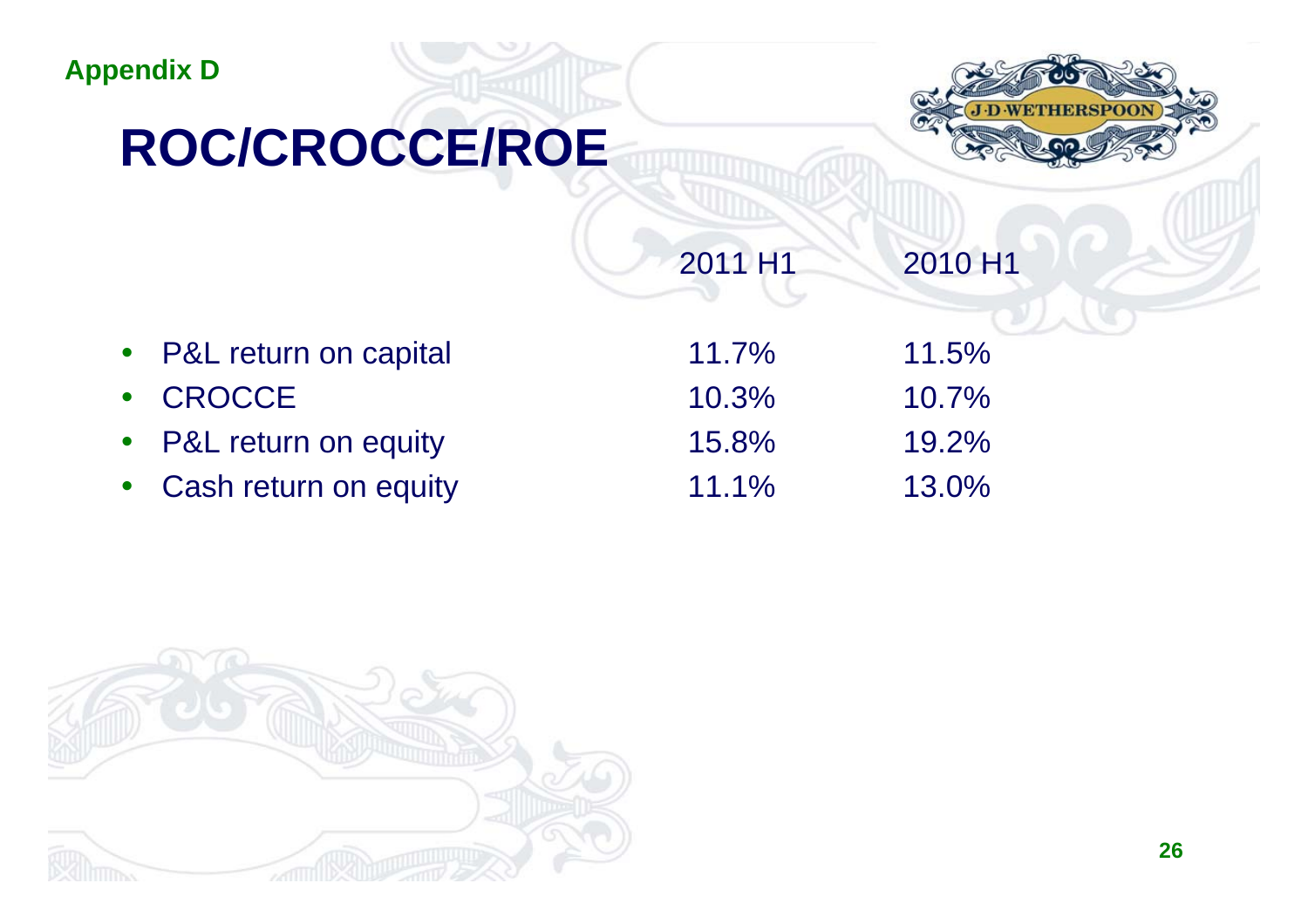Appendix D

# ROC/CROCCE/ROE

| | 2011 H1 | 2010 H1 |
|---|---|---|
| P&L return on capital | 11.7% | 11.5% |
| CROCCE | 10.3% | 10.7% |
| P&L return on equity | 15.8% | 19.2% |
| Cash return on equity | 11.1% | 13.0% |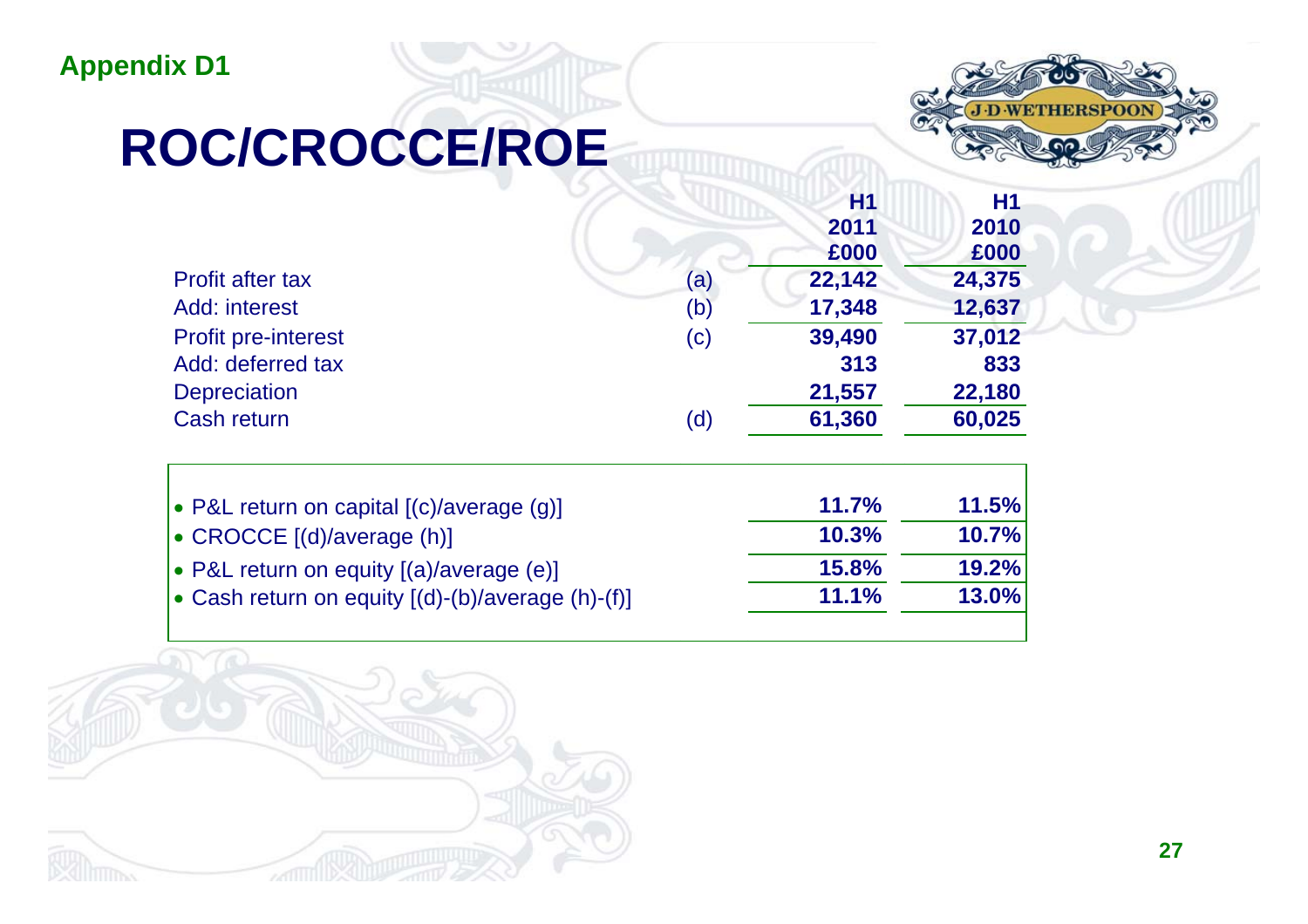Appendix D1

# ROC/CROCCE/ROE

| | | H1 2011 £000 | H1 2010 £000 |
|---|---|---|---|
| Profit after tax | (a) | 22,142 | 24,375 |
| Add: interest | (b) | 17,348 | 12,637 |
| Profit pre-interest | (c) | 39,490 | 37,012 |
| Add: deferred tax | | 313 | 833 |
| Depreciation | | 21,557 | 22,180 |
| Cash return | (d) | 61,360 | 60,025 |

| | H1 2011 | H1 2010 |
|---|---|---|
| • P&L return on capital [(c)/average (g)] | 11.7% | 11.5% |
| • CROCCE [(d)/average (h)] | 10.3% | 10.7% |
| • P&L return on equity [(a)/average (e)] | 15.8% | 19.2% |
| • Cash return on equity [(d)-(b)/average (h)-(f)] | 11.1% | 13.0% |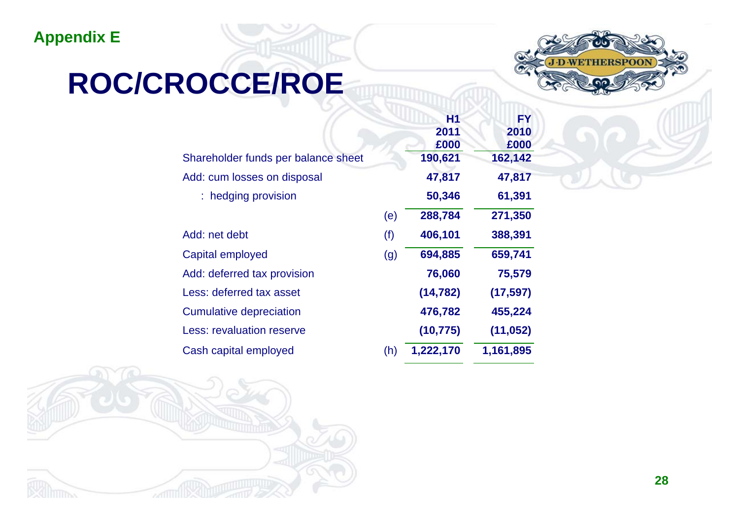Appendix E

# ROC/CROCCE/ROE

| | | H1 2011 £000 | FY 2010 £000 |
|---|---|---|---|
| Shareholder funds per balance sheet | | 190,621 | 162,142 |
| Add: cum losses on disposal | | 47,817 | 47,817 |
| : hedging provision | | 50,346 | 61,391 |
| | (e) | 288,784 | 271,350 |
| Add: net debt | (f) | 406,101 | 388,391 |
| Capital employed | (g) | 694,885 | 659,741 |
| Add: deferred tax provision | | 76,060 | 75,579 |
| Less: deferred tax asset | | (14,782) | (17,597) |
| Cumulative depreciation | | 476,782 | 455,224 |
| Less: revaluation reserve | | (10,775) | (11,052) |
| Cash capital employed | (h) | 1,222,170 | 1,161,895 |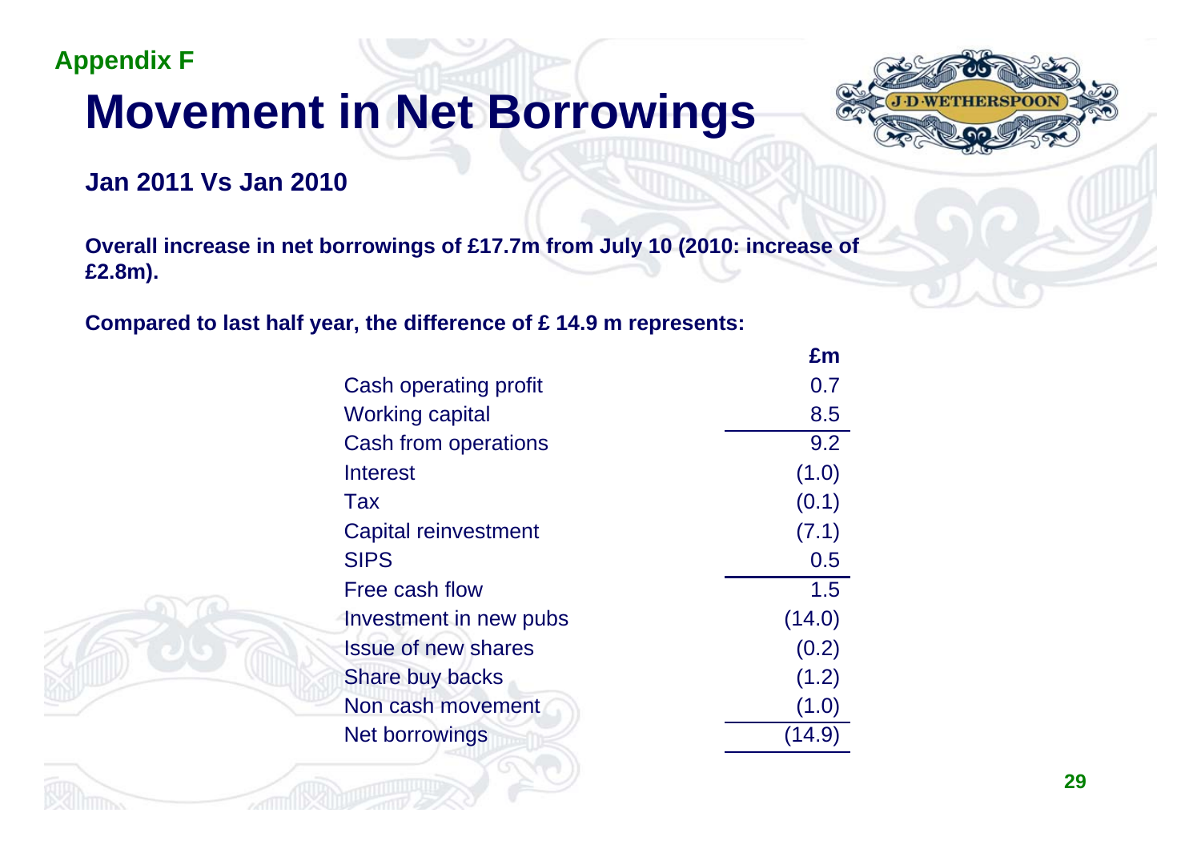Appendix F

# Movement in Net Borrowings

**Jan 2011 Vs Jan 2010**

**Overall increase in net borrowings of £17.7m from July 10 (2010: increase of £2.8m).**

**Compared to last half year, the difference of £ 14.9 m represents:**

| | **£m** |
|---|---|
| Cash operating profit | 0.7 |
| Working capital | 8.5 |
| Cash from operations | 9.2 |
| Interest | (1.0) |
| Tax | (0.1) |
| Capital reinvestment | (7.1) |
| SIPS | 0.5 |
| Free cash flow | 1.5 |
| Investment in new pubs | (14.0) |
| Issue of new shares | (0.2) |
| Share buy backs | (1.2) |
| Non cash movement | (1.0) |
| Net borrowings | (14.9) |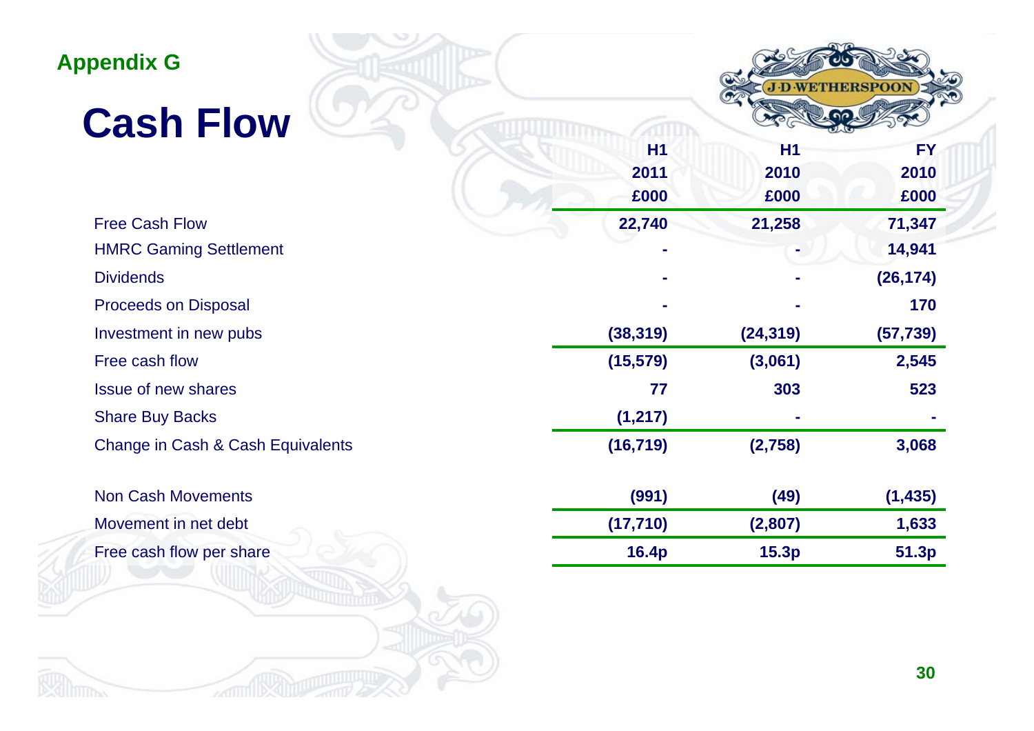**Appendix G**

# Cash Flow

| | H1 2011 £000 | H1 2010 £000 | FY 2010 £000 |
|---|---|---|---|
| Free Cash Flow | 22,740 | 21,258 | 71,347 |
| HMRC Gaming Settlement | - | - | 14,941 |
| Dividends | - | - | (26,174) |
| Proceeds on Disposal | - | - | 170 |
| Investment in new pubs | (38,319) | (24,319) | (57,739) |
| Free cash flow | (15,579) | (3,061) | 2,545 |
| Issue of new shares | 77 | 303 | 523 |
| Share Buy Backs | (1,217) | - | - |
| Change in Cash & Cash Equivalents | (16,719) | (2,758) | 3,068 |
| | | | |
| Non Cash Movements | (991) | (49) | (1,435) |
| Movement in net debt | (17,710) | (2,807) | 1,633 |
| Free cash flow per share | 16.4p | 15.3p | 51.3p |